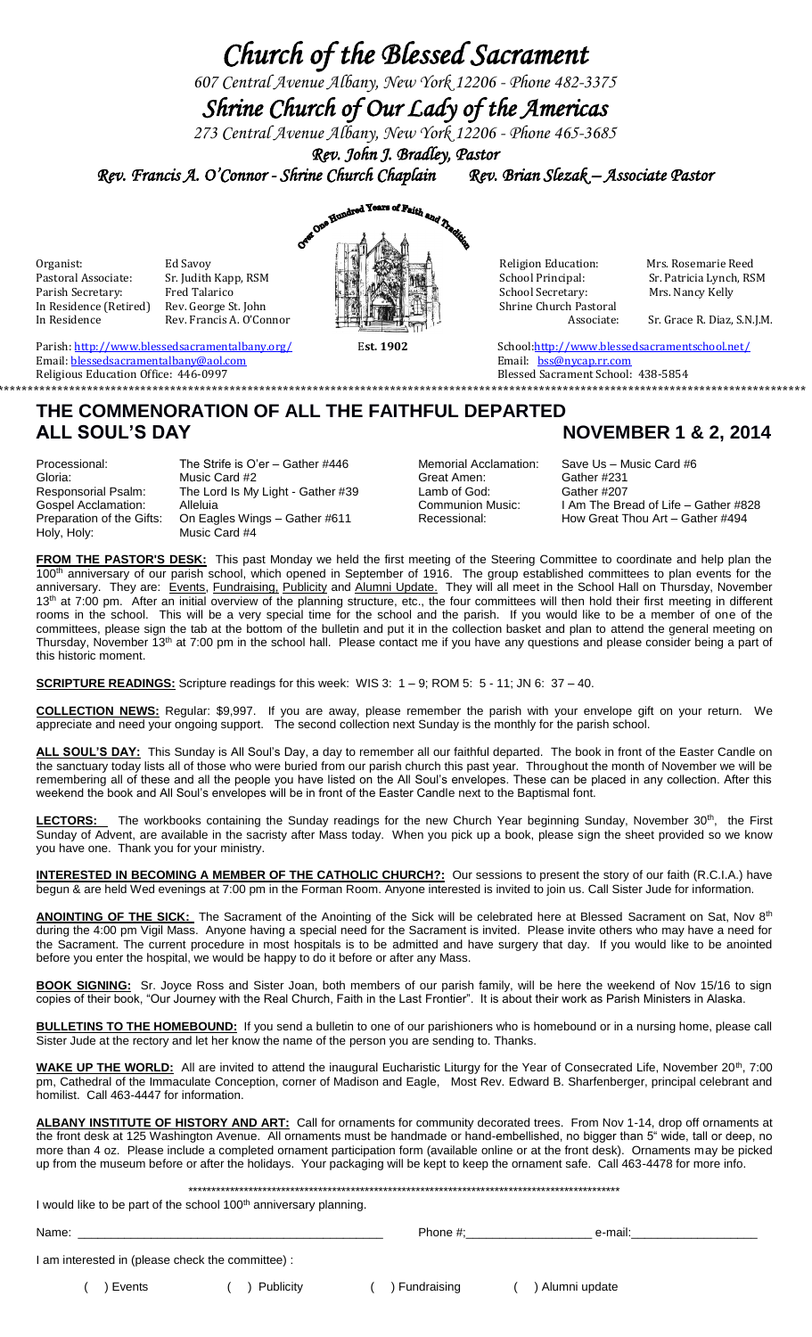# Church of the Blessed Sacrament

*607 Central Avenue Albany, New York 12206 - Phone 482-3375*

# Shrine Church of Our Lady of the Americas

*273 Central Avenue Albany, New York 12206 - Phone 465-3685*

*Rev. John J. Bradley, Pastor*

*Rev. Francis A. O'Connor - Shrine Church Chaplain     Rev. Brian Slezak – Associate Pastor*

Over One Hundred Years of Faith and Tradition

| | | | |
|---|---|---|---|
| Organist: | Ed Savoy | Religion Education: | Mrs. Rosemarie Reed |
| Pastoral Associate: | Sr. Judith Kapp, RSM | School Principal: | Sr. Patricia Lynch, RSM |
| Parish Secretary: | Fred Talarico | School Secretary: | Mrs. Nancy Kelly |
| In Residence (Retired) | Rev. George St. John | Shrine Church Pastoral Associate: | Sr. Grace R. Diaz, S.N.J.M. |
| In Residence | Rev. Francis A. O'Connor | | |

Parish: http://www.blessedsacramentalbany.org/     **Est. 1902**     School: http://www.blessedsacramentschool.net/
Email: blessedsacramentalbany@aol.com     Email: bss@nycap.rr.com
Religious Education Office: 446-0997     Blessed Sacrament School: 438-5854

## THE COMMENORATION OF ALL THE FAITHFUL DEPARTED
## ALL SOUL'S DAY     NOVEMBER 1 & 2, 2014

| | | | |
|---|---|---|---|
| Processional: | The Strife is O'er – Gather #446 | Memorial Acclamation: | Save Us – Music Card #6 |
| Gloria: | Music Card #2 | Great Amen: | Gather #231 |
| Responsorial Psalm: | The Lord Is My Light - Gather #39 | Lamb of God: | Gather #207 |
| Gospel Acclamation: | Alleluia | Communion Music: | I Am The Bread of Life – Gather #828 |
| Preparation of the Gifts: | On Eagles Wings – Gather #611 | Recessional: | How Great Thou Art – Gather #494 |
| Holy, Holy: | Music Card #4 | | |

**FROM THE PASTOR'S DESK:** This past Monday we held the first meeting of the Steering Committee to coordinate and help plan the 100th anniversary of our parish school, which opened in September of 1916. The group established committees to plan events for the anniversary. They are: Events, Fundraising, Publicity and Alumni Update. They will all meet in the School Hall on Thursday, November 13th at 7:00 pm. After an initial overview of the planning structure, etc., the four committees will then hold their first meeting in different rooms in the school. This will be a very special time for the school and the parish. If you would like to be a member of one of the committees, please sign the tab at the bottom of the bulletin and put it in the collection basket and plan to attend the general meeting on Thursday, November 13th at 7:00 pm in the school hall. Please contact me if you have any questions and please consider being a part of this historic moment.

**SCRIPTURE READINGS:** Scripture readings for this week: WIS 3: 1 – 9; ROM 5: 5 - 11; JN 6: 37 – 40.

**COLLECTION NEWS:** Regular: $9,997. If you are away, please remember the parish with your envelope gift on your return. We appreciate and need your ongoing support. The second collection next Sunday is the monthly for the parish school.

**ALL SOUL'S DAY:** This Sunday is All Soul's Day, a day to remember all our faithful departed. The book in front of the Easter Candle on the sanctuary today lists all of those who were buried from our parish church this past year. Throughout the month of November we will be remembering all of these and all the people you have listed on the All Soul's envelopes. These can be placed in any collection. After this weekend the book and All Soul's envelopes will be in front of the Easter Candle next to the Baptismal font.

**LECTORS:** The workbooks containing the Sunday readings for the new Church Year beginning Sunday, November 30th, the First Sunday of Advent, are available in the sacristy after Mass today. When you pick up a book, please sign the sheet provided so we know you have one. Thank you for your ministry.

**INTERESTED IN BECOMING A MEMBER OF THE CATHOLIC CHURCH?:** Our sessions to present the story of our faith (R.C.I.A.) have begun & are held Wed evenings at 7:00 pm in the Forman Room. Anyone interested is invited to join us. Call Sister Jude for information.

**ANOINTING OF THE SICK:** The Sacrament of the Anointing of the Sick will be celebrated here at Blessed Sacrament on Sat, Nov 8th during the 4:00 pm Vigil Mass. Anyone having a special need for the Sacrament is invited. Please invite others who may have a need for the Sacrament. The current procedure in most hospitals is to be admitted and have surgery that day. If you would like to be anointed before you enter the hospital, we would be happy to do it before or after any Mass.

**BOOK SIGNING:** Sr. Joyce Ross and Sister Joan, both members of our parish family, will be here the weekend of Nov 15/16 to sign copies of their book, "Our Journey with the Real Church, Faith in the Last Frontier". It is about their work as Parish Ministers in Alaska.

**BULLETINS TO THE HOMEBOUND:** If you send a bulletin to one of our parishioners who is homebound or in a nursing home, please call Sister Jude at the rectory and let her know the name of the person you are sending to. Thanks.

**WAKE UP THE WORLD:** All are invited to attend the inaugural Eucharistic Liturgy for the Year of Consecrated Life, November 20th, 7:00 pm, Cathedral of the Immaculate Conception, corner of Madison and Eagle, Most Rev. Edward B. Sharfenberger, principal celebrant and homilist. Call 463-4447 for information.

**ALBANY INSTITUTE OF HISTORY AND ART:** Call for ornaments for community decorated trees. From Nov 1-14, drop off ornaments at the front desk at 125 Washington Avenue. All ornaments must be handmade or hand-embellished, no bigger than 5" wide, tall or deep, no more than 4 oz. Please include a completed ornament participation form (available online or at the front desk). Ornaments may be picked up from the museum before or after the holidays. Your packaging will be kept to keep the ornament safe. Call 463-4478 for more info.

*************************************************************************************************

I would like to be part of the school 100th anniversary planning.

Name: _______________________________________________ Phone #;__________________ e-mail:__________________

I am interested in (please check the committee) :

( ) Events     ( ) Publicity     ( ) Fundraising     ( ) Alumni update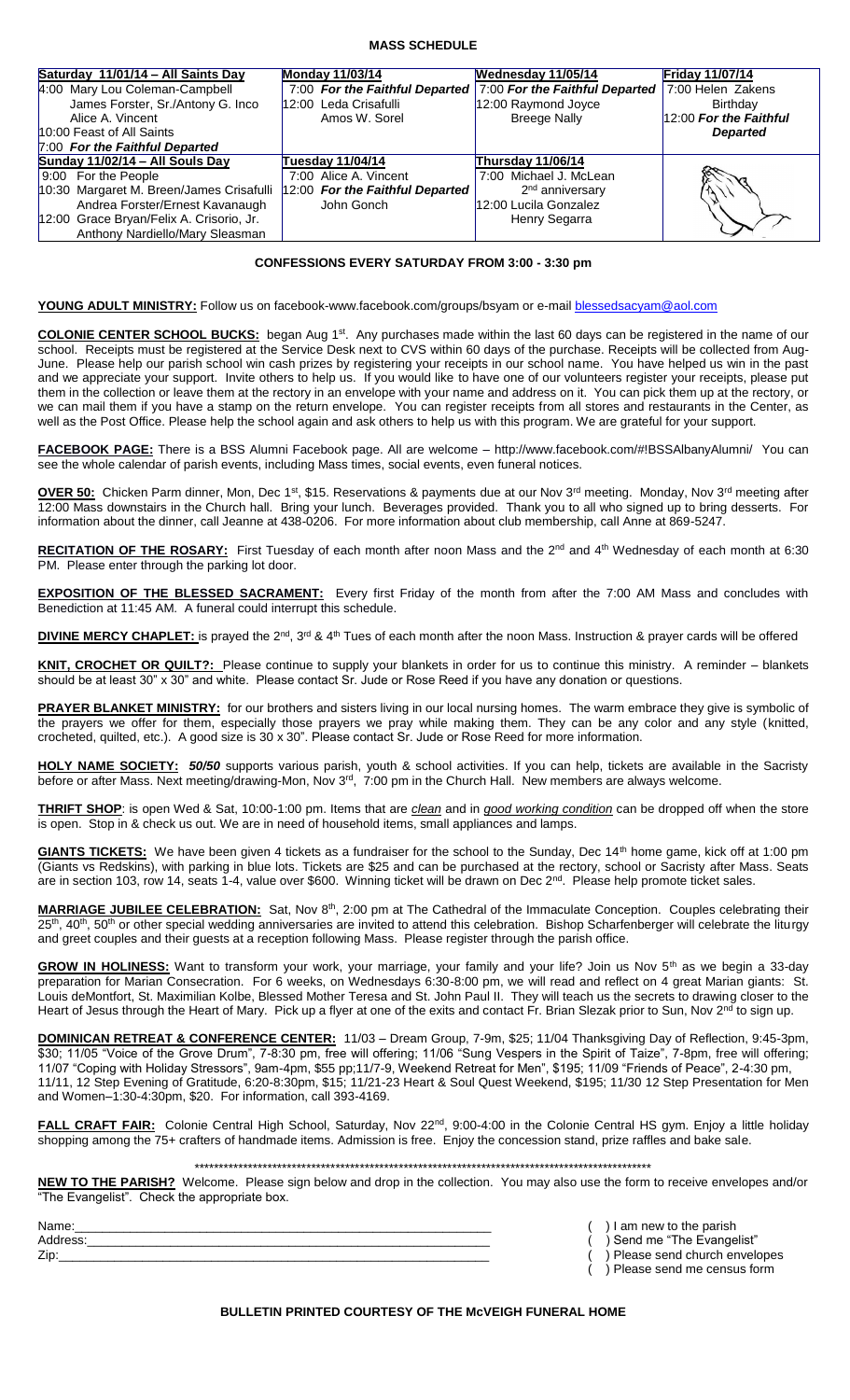## MASS SCHEDULE

| Saturday 11/01/14 – All Saints Day | Monday 11/03/14 | Wednesday 11/05/14 | Friday 11/07/14 |
|---|---|---|---|
| 4:00 Mary Lou Coleman-Campbell<br>James Forster, Sr./Antony G. Inco<br>Alice A. Vincent<br>10:00 Feast of All Saints<br>7:00 ***For the Faithful Departed*** | 7:00 ***For the Faithful Departed***<br>12:00 Leda Crisafulli<br>Amos W. Sorel | 7:00 ***For the Faithful Departed***<br>12:00 Raymond Joyce<br>Breege Nally | 7:00 Helen Zakens<br>Birthday<br>12:00 ***For the Faithful Departed*** |
| **Sunday 11/02/14 – All Souls Day** | **Tuesday 11/04/14** | **Thursday 11/06/14** | |
| 9:00 For the People<br>10:30 Margaret M. Breen/James Crisafulli<br>Andrea Forster/Ernest Kavanaugh<br>12:00 Grace Bryan/Felix A. Crisorio, Jr.<br>Anthony Nardiello/Mary Sleasman | 7:00 Alice A. Vincent<br>12:00 ***For the Faithful Departed***<br>John Gonch | 7:00 Michael J. McLean<br>2nd anniversary<br>12:00 Lucila Gonzalez<br>Henry Segarra | |

**CONFESSIONS EVERY SATURDAY FROM 3:00 - 3:30 pm**

**YOUNG ADULT MINISTRY:** Follow us on facebook-www.facebook.com/groups/bsyam or e-mail blessedsacyam@aol.com

**COLONIE CENTER SCHOOL BUCKS:** began Aug 1st. Any purchases made within the last 60 days can be registered in the name of our school. Receipts must be registered at the Service Desk next to CVS within 60 days of the purchase. Receipts will be collected from Aug-June. Please help our parish school win cash prizes by registering your receipts in our school name. You have helped us win in the past and we appreciate your support. Invite others to help us. If you would like to have one of our volunteers register your receipts, please put them in the collection or leave them at the rectory in an envelope with your name and address on it. You can pick them up at the rectory, or we can mail them if you have a stamp on the return envelope. You can register receipts from all stores and restaurants in the Center, as well as the Post Office. Please help the school again and ask others to help us with this program. We are grateful for your support.

**FACEBOOK PAGE:** There is a BSS Alumni Facebook page. All are welcome – http://www.facebook.com/#!BSSAlbanyAlumni/ You can see the whole calendar of parish events, including Mass times, social events, even funeral notices.

**OVER 50:** Chicken Parm dinner, Mon, Dec 1st, $15. Reservations & payments due at our Nov 3rd meeting. Monday, Nov 3rd meeting after 12:00 Mass downstairs in the Church hall. Bring your lunch. Beverages provided. Thank you to all who signed up to bring desserts. For information about the dinner, call Jeanne at 438-0206. For more information about club membership, call Anne at 869-5247.

**RECITATION OF THE ROSARY:** First Tuesday of each month after noon Mass and the 2nd and 4th Wednesday of each month at 6:30 PM. Please enter through the parking lot door.

**EXPOSITION OF THE BLESSED SACRAMENT:** Every first Friday of the month from after the 7:00 AM Mass and concludes with Benediction at 11:45 AM. A funeral could interrupt this schedule.

**DIVINE MERCY CHAPLET:** is prayed the 2nd, 3rd & 4th Tues of each month after the noon Mass. Instruction & prayer cards will be offered

**KNIT, CROCHET OR QUILT?:** Please continue to supply your blankets in order for us to continue this ministry. A reminder – blankets should be at least 30" x 30" and white. Please contact Sr. Jude or Rose Reed if you have any donation or questions.

**PRAYER BLANKET MINISTRY:** for our brothers and sisters living in our local nursing homes. The warm embrace they give is symbolic of the prayers we offer for them, especially those prayers we pray while making them. They can be any color and any style (knitted, crocheted, quilted, etc.). A good size is 30 x 30". Please contact Sr. Jude or Rose Reed for more information.

**HOLY NAME SOCIETY:** ***50/50*** supports various parish, youth & school activities. If you can help, tickets are available in the Sacristy before or after Mass. Next meeting/drawing-Mon, Nov 3rd, 7:00 pm in the Church Hall. New members are always welcome.

**THRIFT SHOP**: is open Wed & Sat, 10:00-1:00 pm. Items that are *clean* and in *good working condition* can be dropped off when the store is open. Stop in & check us out. We are in need of household items, small appliances and lamps.

**GIANTS TICKETS:** We have been given 4 tickets as a fundraiser for the school to the Sunday, Dec 14th home game, kick off at 1:00 pm (Giants vs Redskins), with parking in blue lots. Tickets are $25 and can be purchased at the rectory, school or Sacristy after Mass. Seats are in section 103, row 14, seats 1-4, value over $600. Winning ticket will be drawn on Dec 2nd. Please help promote ticket sales.

**MARRIAGE JUBILEE CELEBRATION:** Sat, Nov 8th, 2:00 pm at The Cathedral of the Immaculate Conception. Couples celebrating their 25th, 40th, 50th or other special wedding anniversaries are invited to attend this celebration. Bishop Scharfenberger will celebrate the liturgy and greet couples and their guests at a reception following Mass. Please register through the parish office.

**GROW IN HOLINESS:** Want to transform your work, your marriage, your family and your life? Join us Nov 5th as we begin a 33-day preparation for Marian Consecration. For 6 weeks, on Wednesdays 6:30-8:00 pm, we will read and reflect on 4 great Marian giants: St. Louis deMontfort, St. Maximilian Kolbe, Blessed Mother Teresa and St. John Paul II. They will teach us the secrets to drawing closer to the Heart of Jesus through the Heart of Mary. Pick up a flyer at one of the exits and contact Fr. Brian Slezak prior to Sun, Nov 2nd to sign up.

**DOMINICAN RETREAT & CONFERENCE CENTER:** 11/03 – Dream Group, 7-9m, $25; 11/04 Thanksgiving Day of Reflection, 9:45-3pm, $30; 11/05 "Voice of the Grove Drum", 7-8:30 pm, free will offering; 11/06 "Sung Vespers in the Spirit of Taize", 7-8pm, free will offering; 11/07 "Coping with Holiday Stressors", 9am-4pm, $55 pp;11/7-9, Weekend Retreat for Men", $195; 11/09 "Friends of Peace", 2-4:30 pm, 11/11, 12 Step Evening of Gratitude, 6:20-8:30pm, $15; 11/21-23 Heart & Soul Quest Weekend, $195; 11/30 12 Step Presentation for Men and Women–1:30-4:30pm, $20. For information, call 393-4169.

**FALL CRAFT FAIR:** Colonie Central High School, Saturday, Nov 22nd, 9:00-4:00 in the Colonie Central HS gym. Enjoy a little holiday shopping among the 75+ crafters of handmade items. Admission is free. Enjoy the concession stand, prize raffles and bake sale.

*********************************************************************************************

**NEW TO THE PARISH?** Welcome. Please sign below and drop in the collection. You may also use the form to receive envelopes and/or "The Evangelist". Check the appropriate box.

Name:_______________________________________________ ( ) I am new to the parish

Address:_____________________________________________ ( ) Send me "The Evangelist"

Zip:_________________________________________________ ( ) Please send church envelopes

( ) Please send me census form

**BULLETIN PRINTED COURTESY OF THE McVEIGH FUNERAL HOME**